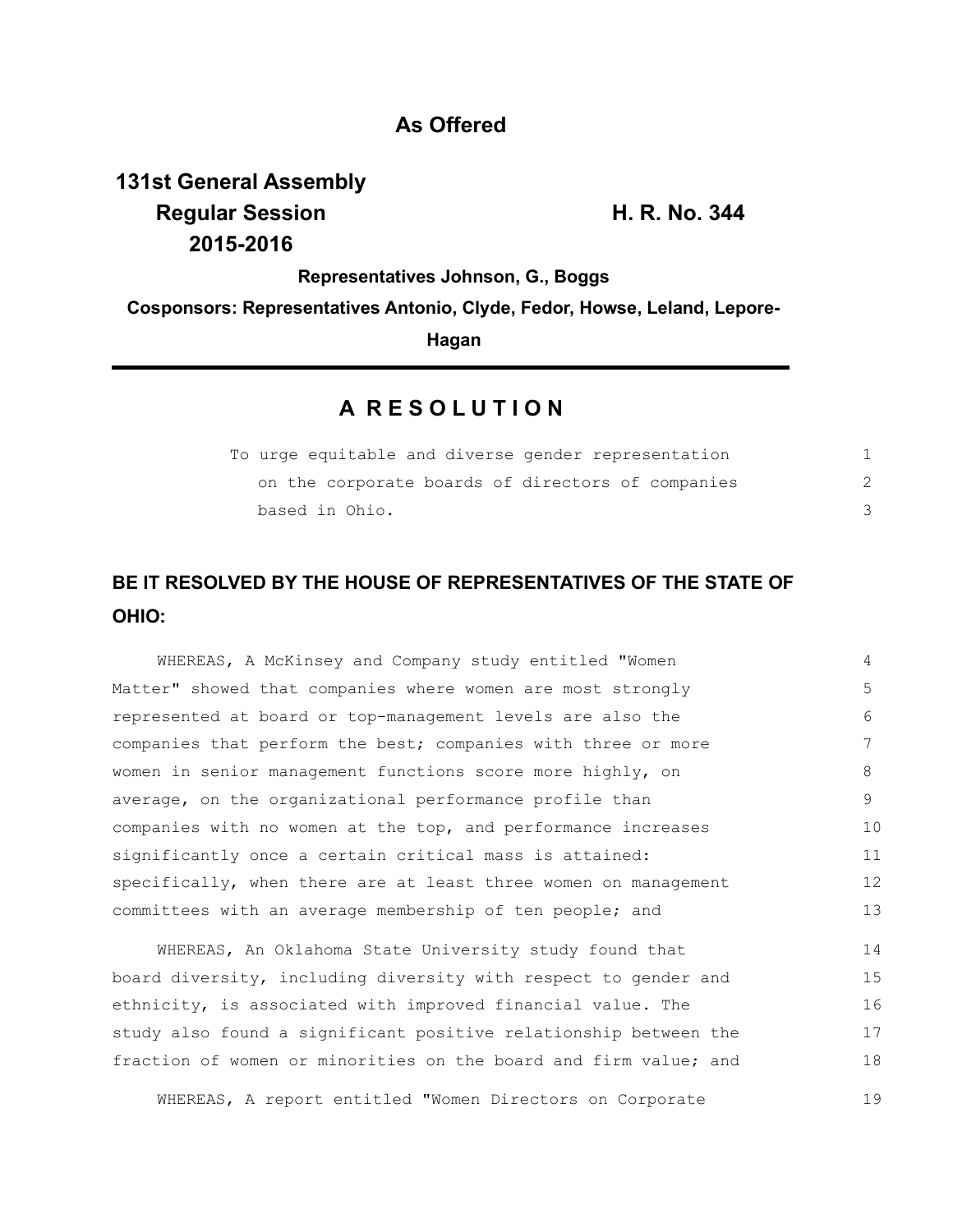**As Offered**

**131st General Assembly**
**Regular Session** **H. R. No. 344**
**2015-2016**

**Representatives Johnson, G., Boggs**

**Cosponsors: Representatives Antonio, Clyde, Fedor, Howse, Leland, Lepore-Hagan**

# A R E S O L U T I O N

To urge equitable and diverse gender representation on the corporate boards of directors of companies based in Ohio.

## BE IT RESOLVED BY THE HOUSE OF REPRESENTATIVES OF THE STATE OF OHIO:

WHEREAS, A McKinsey and Company study entitled "Women Matter" showed that companies where women are most strongly represented at board or top-management levels are also the companies that perform the best; companies with three or more women in senior management functions score more highly, on average, on the organizational performance profile than companies with no women at the top, and performance increases significantly once a certain critical mass is attained: specifically, when there are at least three women on management committees with an average membership of ten people; and

WHEREAS, An Oklahoma State University study found that board diversity, including diversity with respect to gender and ethnicity, is associated with improved financial value. The study also found a significant positive relationship between the fraction of women or minorities on the board and firm value; and

WHEREAS, A report entitled "Women Directors on Corporate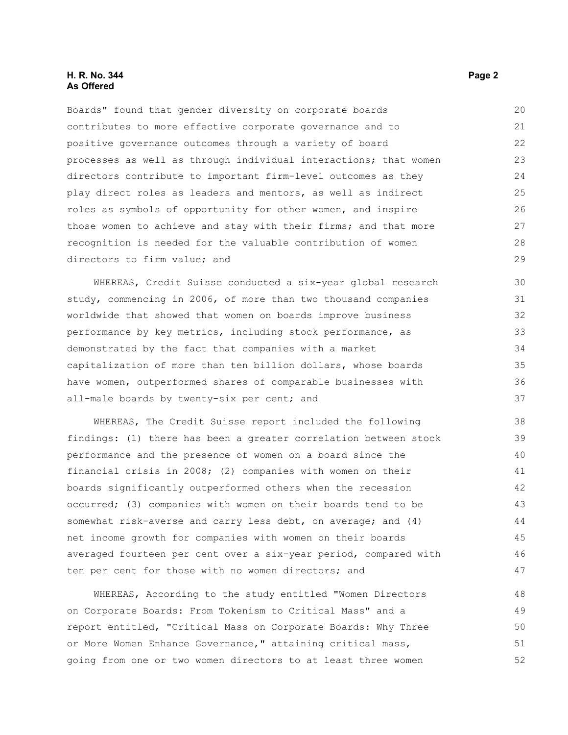Boards" found that gender diversity on corporate boards contributes to more effective corporate governance and to positive governance outcomes through a variety of board processes as well as through individual interactions; that women directors contribute to important firm-level outcomes as they play direct roles as leaders and mentors, as well as indirect roles as symbols of opportunity for other women, and inspire those women to achieve and stay with their firms; and that more recognition is needed for the valuable contribution of women directors to firm value; and

WHEREAS, Credit Suisse conducted a six-year global research study, commencing in 2006, of more than two thousand companies worldwide that showed that women on boards improve business performance by key metrics, including stock performance, as demonstrated by the fact that companies with a market capitalization of more than ten billion dollars, whose boards have women, outperformed shares of comparable businesses with all-male boards by twenty-six per cent; and

WHEREAS, The Credit Suisse report included the following findings: (1) there has been a greater correlation between stock performance and the presence of women on a board since the financial crisis in 2008; (2) companies with women on their boards significantly outperformed others when the recession occurred; (3) companies with women on their boards tend to be somewhat risk-averse and carry less debt, on average; and (4) net income growth for companies with women on their boards averaged fourteen per cent over a six-year period, compared with ten per cent for those with no women directors; and

WHEREAS, According to the study entitled "Women Directors on Corporate Boards: From Tokenism to Critical Mass" and a report entitled, "Critical Mass on Corporate Boards: Why Three or More Women Enhance Governance," attaining critical mass, going from one or two women directors to at least three women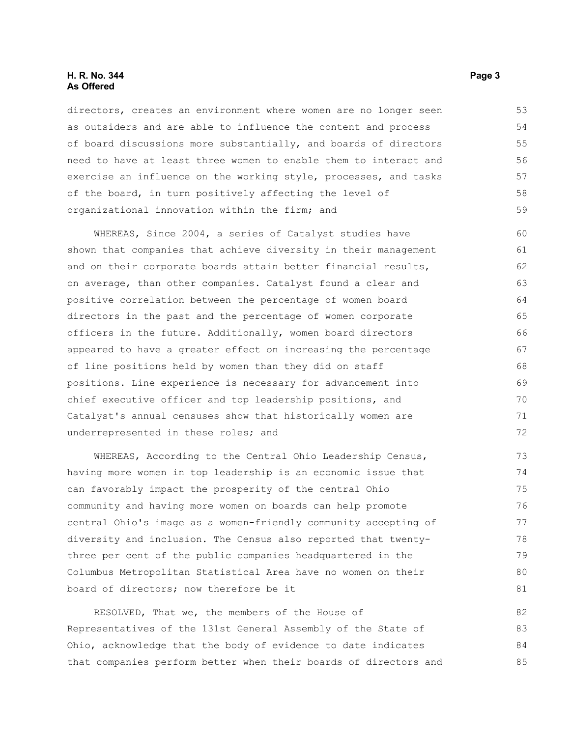directors, creates an environment where women are no longer seen as outsiders and are able to influence the content and process of board discussions more substantially, and boards of directors need to have at least three women to enable them to interact and exercise an influence on the working style, processes, and tasks of the board, in turn positively affecting the level of organizational innovation within the firm; and

WHEREAS, Since 2004, a series of Catalyst studies have shown that companies that achieve diversity in their management and on their corporate boards attain better financial results, on average, than other companies. Catalyst found a clear and positive correlation between the percentage of women board directors in the past and the percentage of women corporate officers in the future. Additionally, women board directors appeared to have a greater effect on increasing the percentage of line positions held by women than they did on staff positions. Line experience is necessary for advancement into chief executive officer and top leadership positions, and Catalyst's annual censuses show that historically women are underrepresented in these roles; and

WHEREAS, According to the Central Ohio Leadership Census, having more women in top leadership is an economic issue that can favorably impact the prosperity of the central Ohio community and having more women on boards can help promote central Ohio's image as a women-friendly community accepting of diversity and inclusion. The Census also reported that twenty-three per cent of the public companies headquartered in the Columbus Metropolitan Statistical Area have no women on their board of directors; now therefore be it

RESOLVED, That we, the members of the House of Representatives of the 131st General Assembly of the State of Ohio, acknowledge that the body of evidence to date indicates that companies perform better when their boards of directors and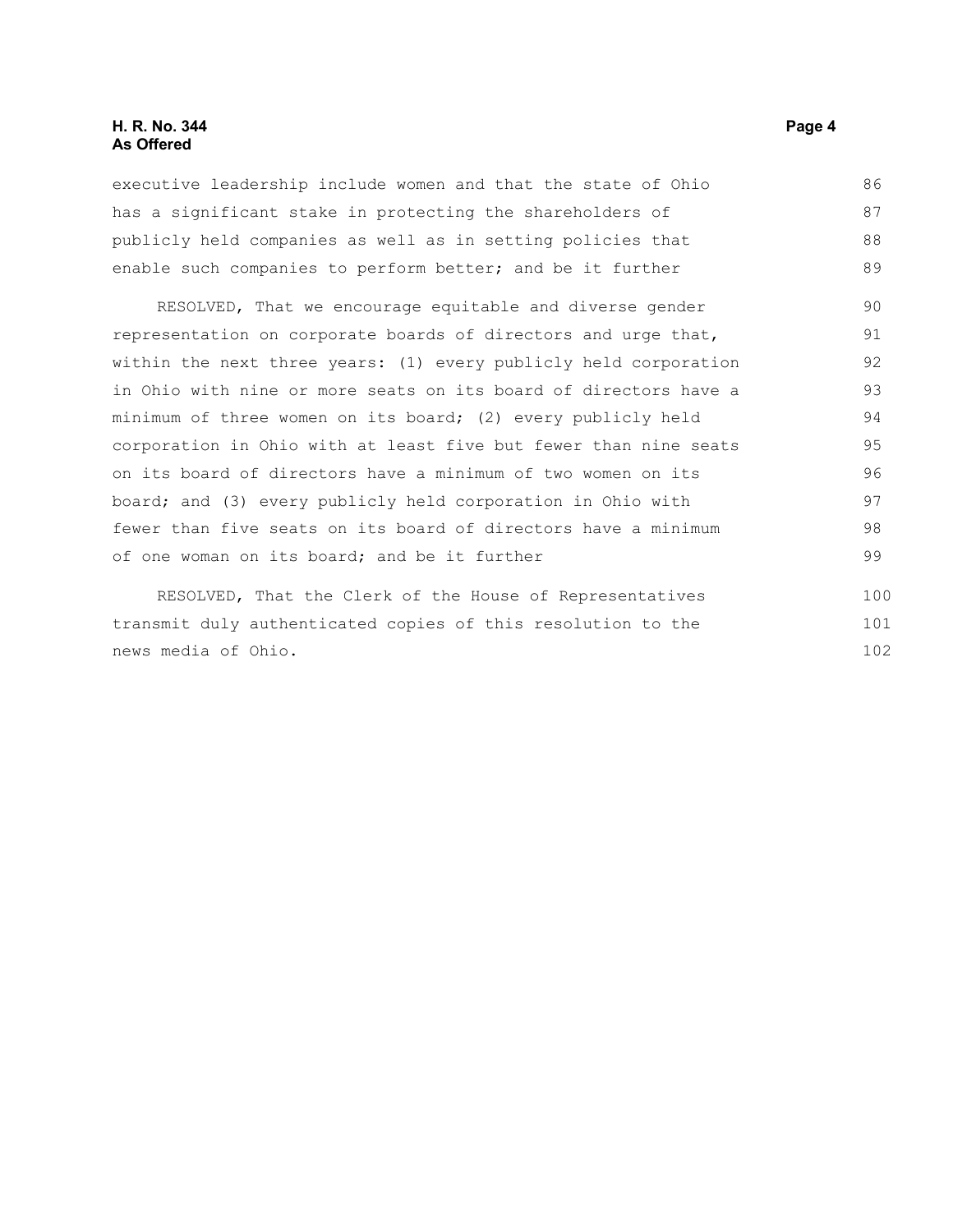executive leadership include women and that the state of Ohio has a significant stake in protecting the shareholders of publicly held companies as well as in setting policies that enable such companies to perform better; and be it further

RESOLVED, That we encourage equitable and diverse gender representation on corporate boards of directors and urge that, within the next three years: (1) every publicly held corporation in Ohio with nine or more seats on its board of directors have a minimum of three women on its board; (2) every publicly held corporation in Ohio with at least five but fewer than nine seats on its board of directors have a minimum of two women on its board; and (3) every publicly held corporation in Ohio with fewer than five seats on its board of directors have a minimum of one woman on its board; and be it further

RESOLVED, That the Clerk of the House of Representatives transmit duly authenticated copies of this resolution to the news media of Ohio.